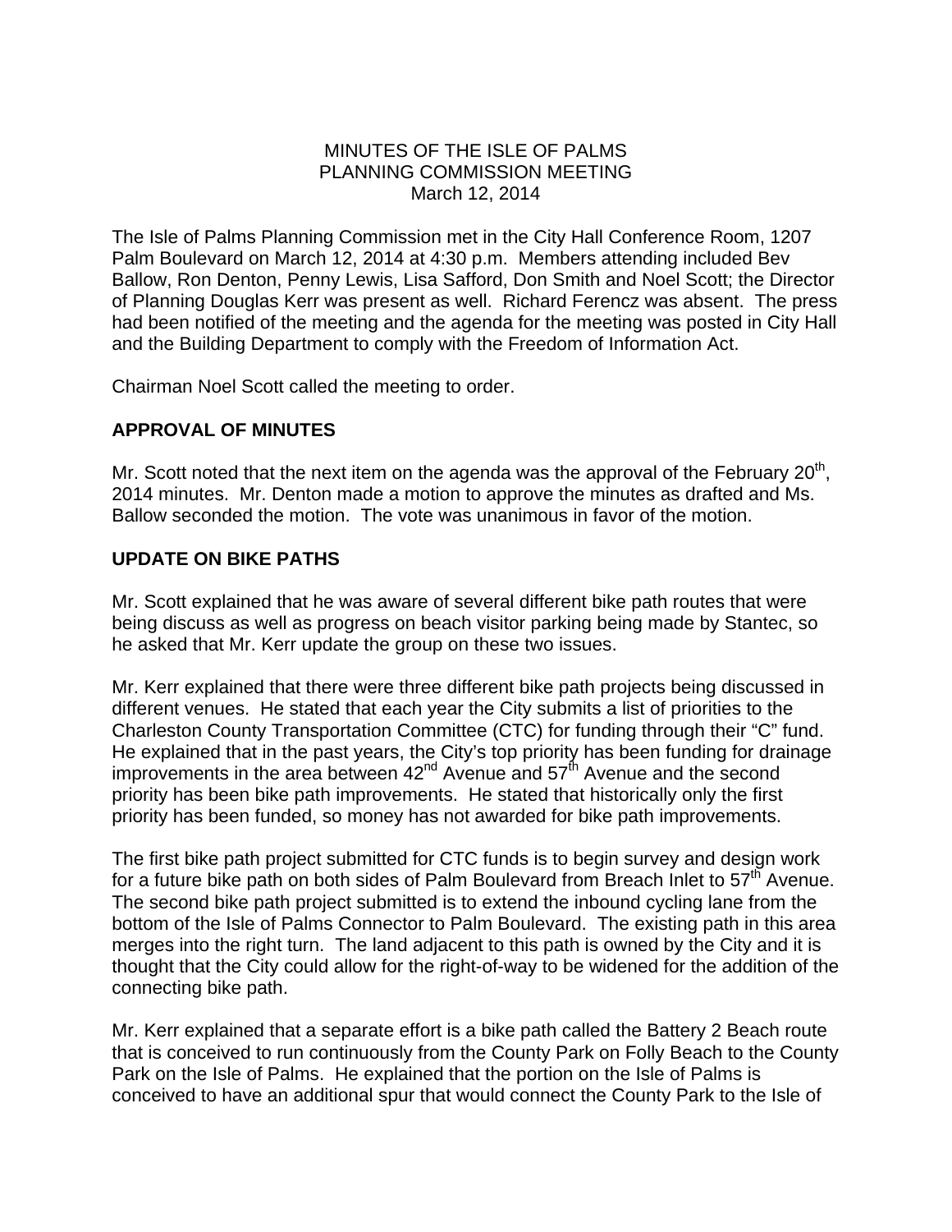MINUTES OF THE ISLE OF PALMS
PLANNING COMMISSION MEETING
March 12, 2014

The Isle of Palms Planning Commission met in the City Hall Conference Room, 1207 Palm Boulevard on March 12, 2014 at 4:30 p.m. Members attending included Bev Ballow, Ron Denton, Penny Lewis, Lisa Safford, Don Smith and Noel Scott; the Director of Planning Douglas Kerr was present as well. Richard Ferencz was absent. The press had been notified of the meeting and the agenda for the meeting was posted in City Hall and the Building Department to comply with the Freedom of Information Act.

Chairman Noel Scott called the meeting to order.

## APPROVAL OF MINUTES

Mr. Scott noted that the next item on the agenda was the approval of the February 20th, 2014 minutes. Mr. Denton made a motion to approve the minutes as drafted and Ms. Ballow seconded the motion. The vote was unanimous in favor of the motion.

## UPDATE ON BIKE PATHS

Mr. Scott explained that he was aware of several different bike path routes that were being discuss as well as progress on beach visitor parking being made by Stantec, so he asked that Mr. Kerr update the group on these two issues.

Mr. Kerr explained that there were three different bike path projects being discussed in different venues. He stated that each year the City submits a list of priorities to the Charleston County Transportation Committee (CTC) for funding through their "C" fund. He explained that in the past years, the City's top priority has been funding for drainage improvements in the area between 42nd Avenue and 57th Avenue and the second priority has been bike path improvements. He stated that historically only the first priority has been funded, so money has not awarded for bike path improvements.

The first bike path project submitted for CTC funds is to begin survey and design work for a future bike path on both sides of Palm Boulevard from Breach Inlet to 57th Avenue. The second bike path project submitted is to extend the inbound cycling lane from the bottom of the Isle of Palms Connector to Palm Boulevard. The existing path in this area merges into the right turn. The land adjacent to this path is owned by the City and it is thought that the City could allow for the right-of-way to be widened for the addition of the connecting bike path.

Mr. Kerr explained that a separate effort is a bike path called the Battery 2 Beach route that is conceived to run continuously from the County Park on Folly Beach to the County Park on the Isle of Palms. He explained that the portion on the Isle of Palms is conceived to have an additional spur that would connect the County Park to the Isle of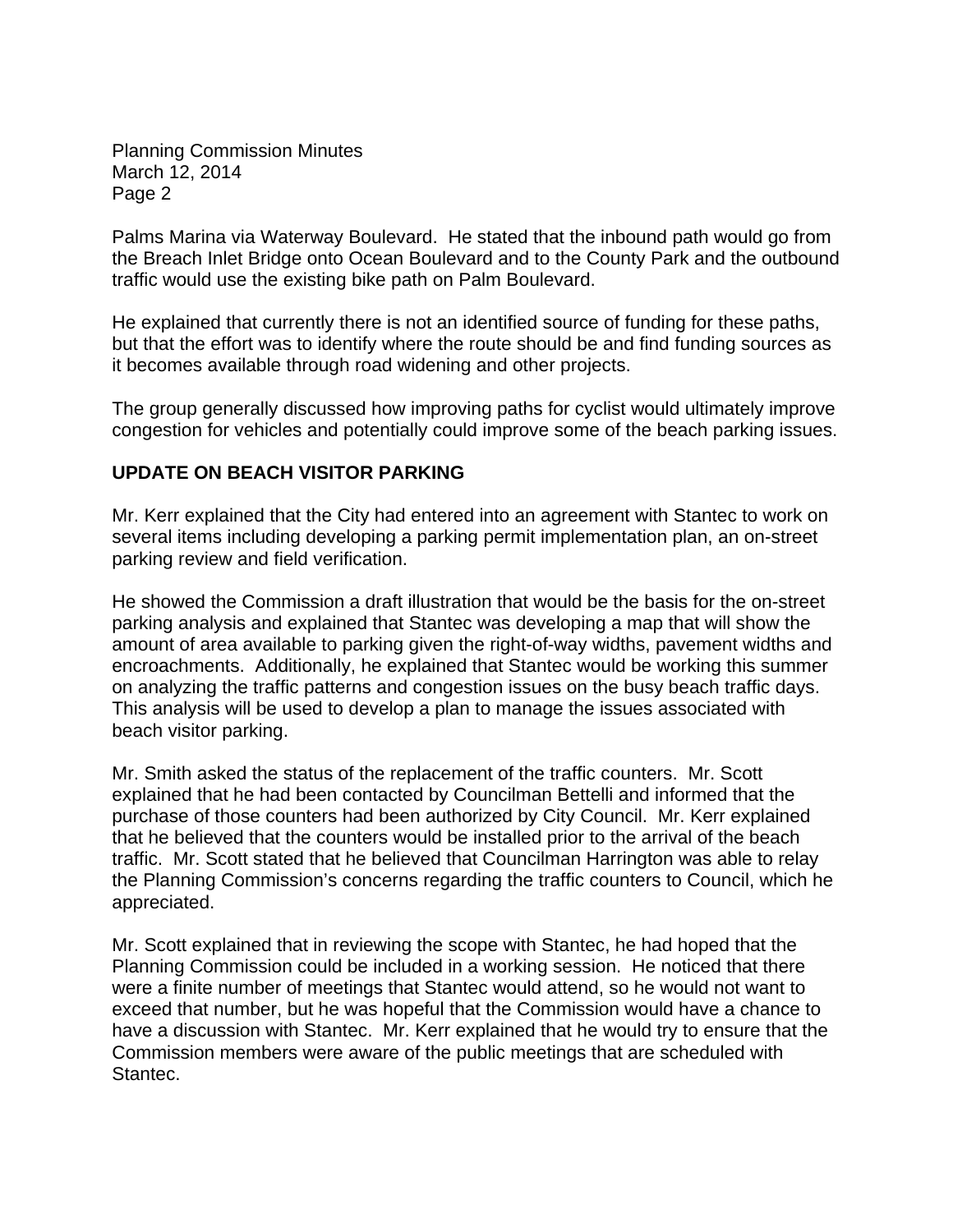Palms Marina via Waterway Boulevard. He stated that the inbound path would go from the Breach Inlet Bridge onto Ocean Boulevard and to the County Park and the outbound traffic would use the existing bike path on Palm Boulevard.

He explained that currently there is not an identified source of funding for these paths, but that the effort was to identify where the route should be and find funding sources as it becomes available through road widening and other projects.

The group generally discussed how improving paths for cyclist would ultimately improve congestion for vehicles and potentially could improve some of the beach parking issues.

**UPDATE ON BEACH VISITOR PARKING**

Mr. Kerr explained that the City had entered into an agreement with Stantec to work on several items including developing a parking permit implementation plan, an on-street parking review and field verification.

He showed the Commission a draft illustration that would be the basis for the on-street parking analysis and explained that Stantec was developing a map that will show the amount of area available to parking given the right-of-way widths, pavement widths and encroachments. Additionally, he explained that Stantec would be working this summer on analyzing the traffic patterns and congestion issues on the busy beach traffic days. This analysis will be used to develop a plan to manage the issues associated with beach visitor parking.

Mr. Smith asked the status of the replacement of the traffic counters. Mr. Scott explained that he had been contacted by Councilman Bettelli and informed that the purchase of those counters had been authorized by City Council. Mr. Kerr explained that he believed that the counters would be installed prior to the arrival of the beach traffic. Mr. Scott stated that he believed that Councilman Harrington was able to relay the Planning Commission's concerns regarding the traffic counters to Council, which he appreciated.

Mr. Scott explained that in reviewing the scope with Stantec, he had hoped that the Planning Commission could be included in a working session. He noticed that there were a finite number of meetings that Stantec would attend, so he would not want to exceed that number, but he was hopeful that the Commission would have a chance to have a discussion with Stantec. Mr. Kerr explained that he would try to ensure that the Commission members were aware of the public meetings that are scheduled with Stantec.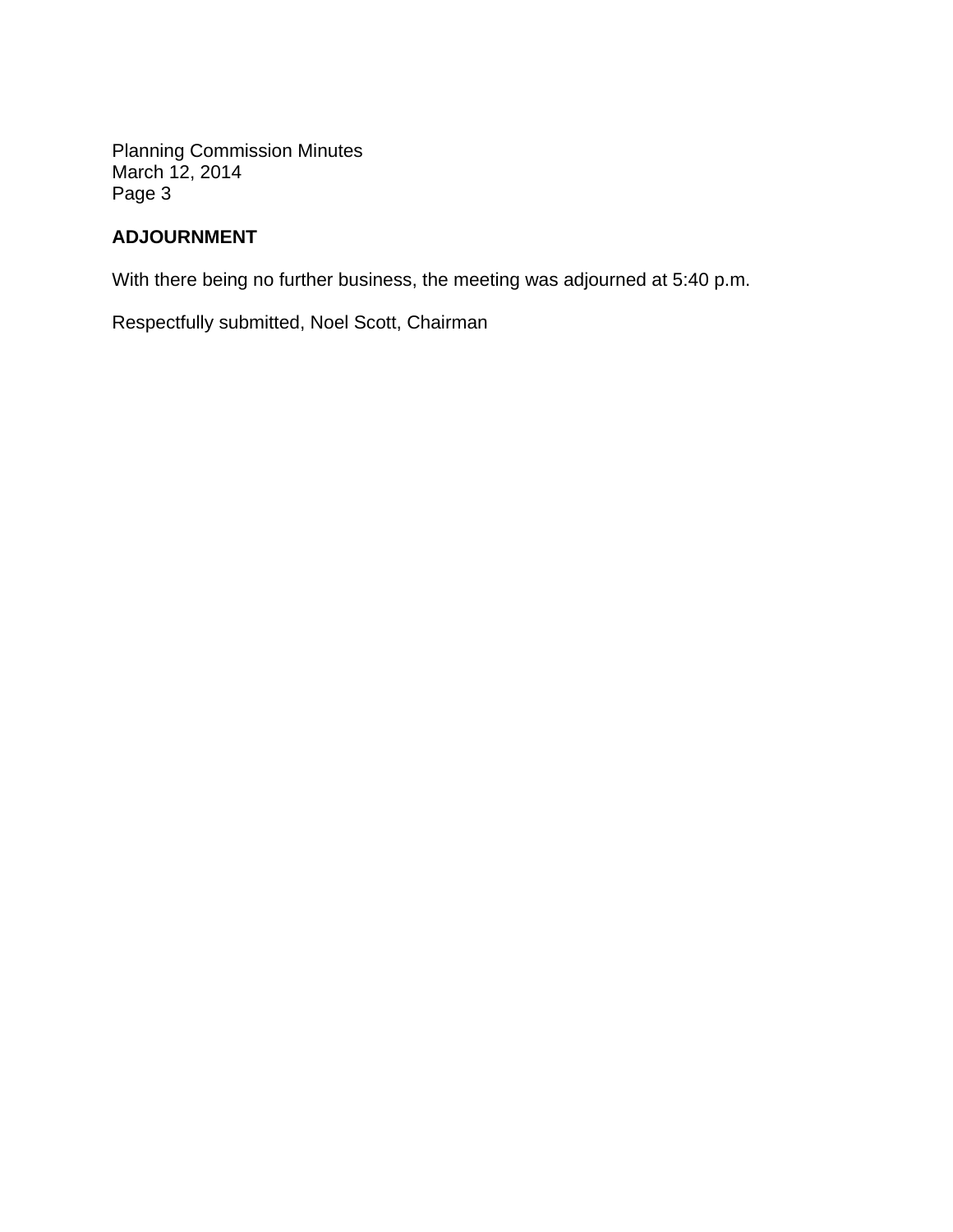## ADJOURNMENT

With there being no further business, the meeting was adjourned at 5:40 p.m.

Respectfully submitted, Noel Scott, Chairman